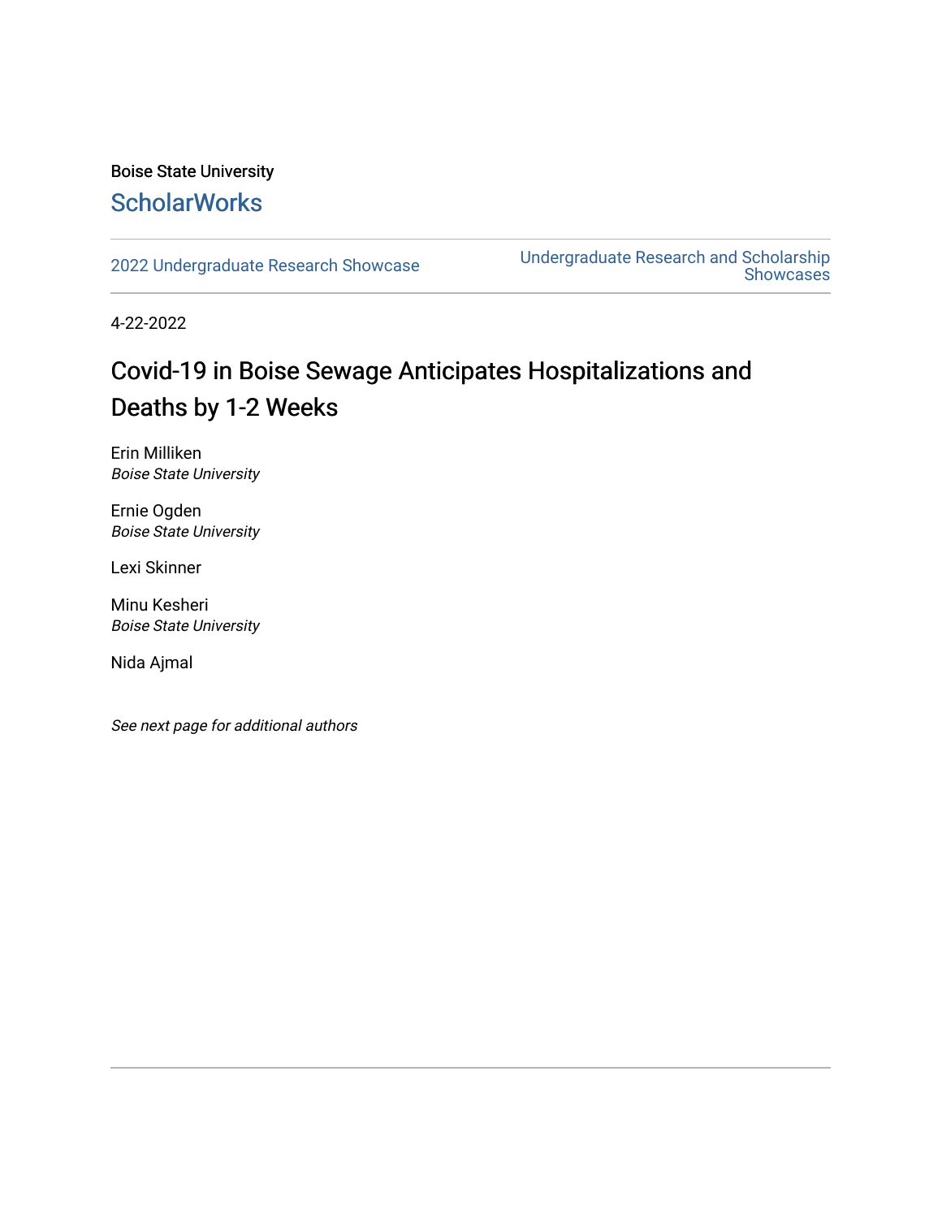Boise State University

## ScholarWorks

2022 Undergraduate Research Showcase

Undergraduate Research and Scholarship Showcases

4-22-2022

# Covid-19 in Boise Sewage Anticipates Hospitalizations and Deaths by 1-2 Weeks

Erin Milliken
*Boise State University*

Ernie Ogden
*Boise State University*

Lexi Skinner

Minu Kesheri
*Boise State University*

Nida Ajmal

*See next page for additional authors*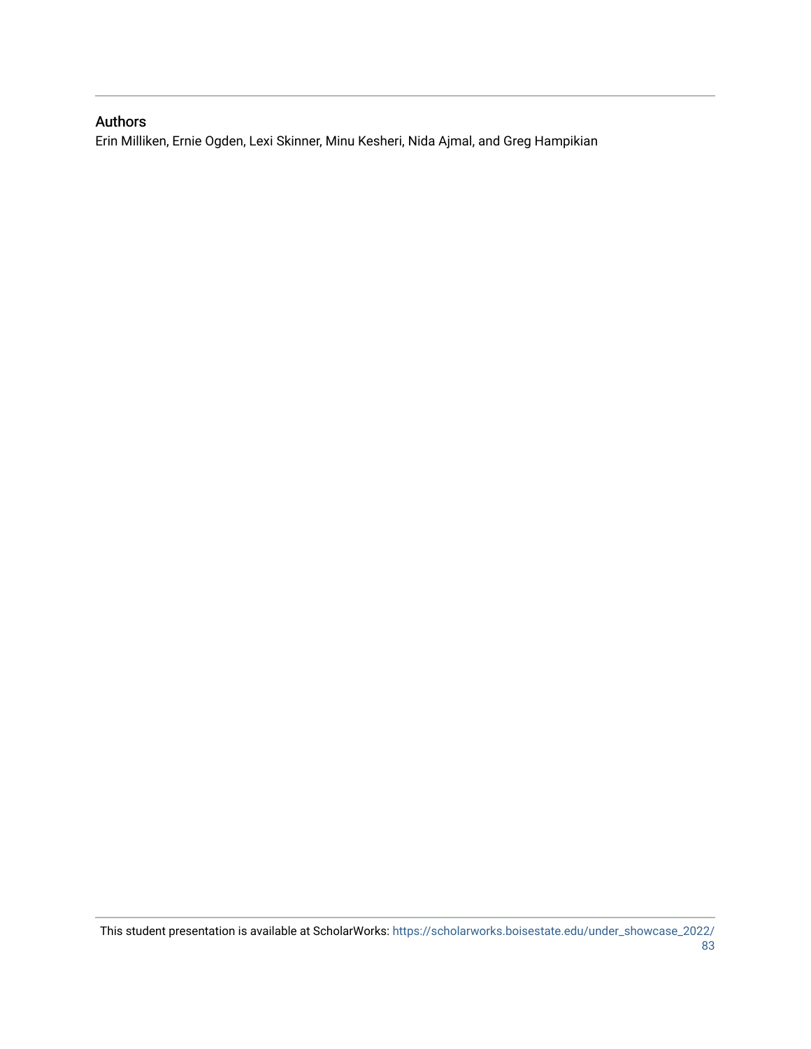## Authors

Erin Milliken, Ernie Ogden, Lexi Skinner, Minu Kesheri, Nida Ajmal, and Greg Hampikian

This student presentation is available at ScholarWorks: https://scholarworks.boisestate.edu/under_showcase_2022/83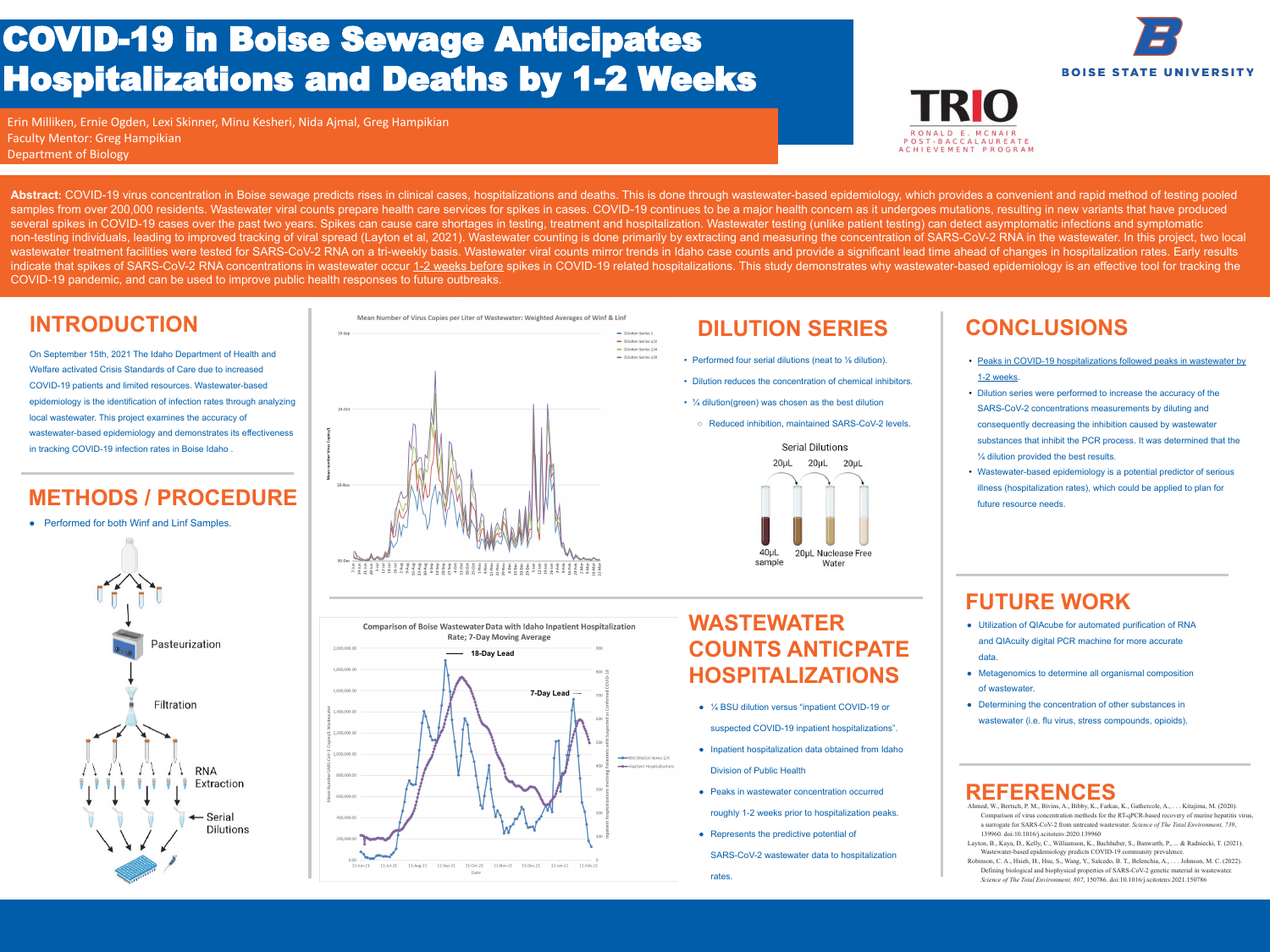# COVID-19 in Boise Sewage Anticipates Hospitalizations and Deaths by 1-2 Weeks

Erin Milliken, Ernie Ogden, Lexi Skinner, Minu Kesheri, Nida Ajmal, Greg Hampikian
Faculty Mentor: Greg Hampikian
Department of Biology

BOISE STATE UNIVERSITY

TRIO
RONALD E. MCNAIR POST-BACCALAUREATE ACHIEVEMENT PROGRAM

**Abstract:** COVID-19 virus concentration in Boise sewage predicts rises in clinical cases, hospitalizations and deaths. This is done through wastewater-based epidemiology, which provides a convenient and rapid method of testing pooled samples from over 200,000 residents. Wastewater viral counts prepare health care services for spikes in cases. COVID-19 continues to be a major health concern as it undergoes mutations, resulting in new variants that have produced several spikes in COVID-19 cases over the past two years. Spikes can cause care shortages in testing, treatment and hospitalization. Wastewater testing (unlike patient testing) can detect asymptomatic infections and symptomatic non-testing individuals, leading to improved tracking of viral spread (Layton et al, 2021). Wastewater counting is done primarily by extracting and measuring the concentration of SARS-CoV-2 RNA in the wastewater. In this project, two local wastewater treatment facilities were tested for SARS-CoV-2 RNA on a tri-weekly basis. Wastewater viral counts mirror trends in Idaho case counts and provide a significant lead time ahead of changes in hospitalization rates. Early results indicate that spikes of SARS-CoV-2 RNA concentrations in wastewater occur 1-2 weeks before spikes in COVID-19 related hospitalizations. This study demonstrates why wastewater-based epidemiology is an effective tool for tracking the COVID-19 pandemic, and can be used to improve public health responses to future outbreaks.

## INTRODUCTION

On September 15th, 2021 The Idaho Department of Health and Welfare activated Crisis Standards of Care due to increased COVID-19 patients and limited resources. Wastewater-based epidemiology is the identification of infection rates through analyzing local wastewater. This project examines the accuracy of wastewater-based epidemiology and demonstrates its effectiveness in tracking COVID-19 infection rates in Boise Idaho .

## METHODS / PROCEDURE

- Performed for both Winf and Linf Samples.

Pasteurization

Filtration

RNA Extraction

Serial Dilutions

Mean Number of Virus Copies per Liter of Wastewater: Weighted Averages of Winf & Linf

Dilution Series 1
Dilution Series 1/2
Dilution Series 1/4
Dilution Series 1/8

## DILUTION SERIES

- Performed four serial dilutions (neat to ⅛ dilution).
- Dilution reduces the concentration of chemical inhibitors.
- ¼ dilution(green) was chosen as the best dilution
  - Reduced inhibition, maintained SARS-CoV-2 levels.

Serial Dilutions

20μL 20μL 20μL

40μL sample

20μL Nuclease Free Water

Comparison of Boise Wastewater Data with Idaho Inpatient Hospitalization Rate; 7-Day Moving Average

18-Day Lead

7-Day Lead

BSU Dilution Series 1/4
Inpatient Hospitalizations

Date

## WASTEWATER COUNTS ANTICPATE HOSPITALIZATIONS

- ¼ BSU dilution versus "inpatient COVID-19 or suspected COVID-19 inpatient hospitalizations".
- Inpatient hospitalization data obtained from Idaho Division of Public Health
- Peaks in wastewater concentration occurred roughly 1-2 weeks prior to hospitalization peaks.
- Represents the predictive potential of SARS-CoV-2 wastewater data to hospitalization rates.

## CONCLUSIONS

- Peaks in COVID-19 hospitalizations followed peaks in wastewater by 1-2 weeks.
- Dilution series were performed to increase the accuracy of the SARS-CoV-2 concentrations measurements by diluting and consequently decreasing the inhibition caused by wastewater substances that inhibit the PCR process. It was determined that the ¼ dilution provided the best results.
- Wastewater-based epidemiology is a potential predictor of serious illness (hospitalization rates), which could be applied to plan for future resource needs.

## FUTURE WORK

- Utilization of QIAcube for automated purification of RNA and QIAcuity digital PCR machine for more accurate data.
- Metagenomics to determine all organismal composition of wastewater.
- Determining the concentration of other substances in wastewater (i.e. flu virus, stress compounds, opioids).

## REFERENCES

Ahmed, W., Bertsch, P. M., Bivins, A., Bibby, K., Farkas, K., Gathercole, A., . . . Kitajima, M. (2020). Comparison of virus concentration methods for the RT-qPCR-based recovery of murine hepatitis virus, a surrogate for SARS-CoV-2 from untreated wastewater. *Science of The Total Environment, 739*, 139960. doi:10.1016/j.scitotenv.2020.139960

Layton, B., Kaya, D., Kelly, C., Williamson, K., Bachhuber, S., Banwarth, P., ... & Radniecki, T. (2021). Wastewater-based epidemiology predicts COVID-19 community prevalence.

Robinson, C. A., Hsieh, H., Hsu, S., Wang, Y., Salcedo, B. T., Belenchia, A., . . . Johnson, M. C. (2022). Defining biological and biophysical properties of SARS-CoV-2 genetic material in wastewater. *Science of The Total Environment, 807*, 150786. doi:10.1016/j.scitotenv.2021.150786